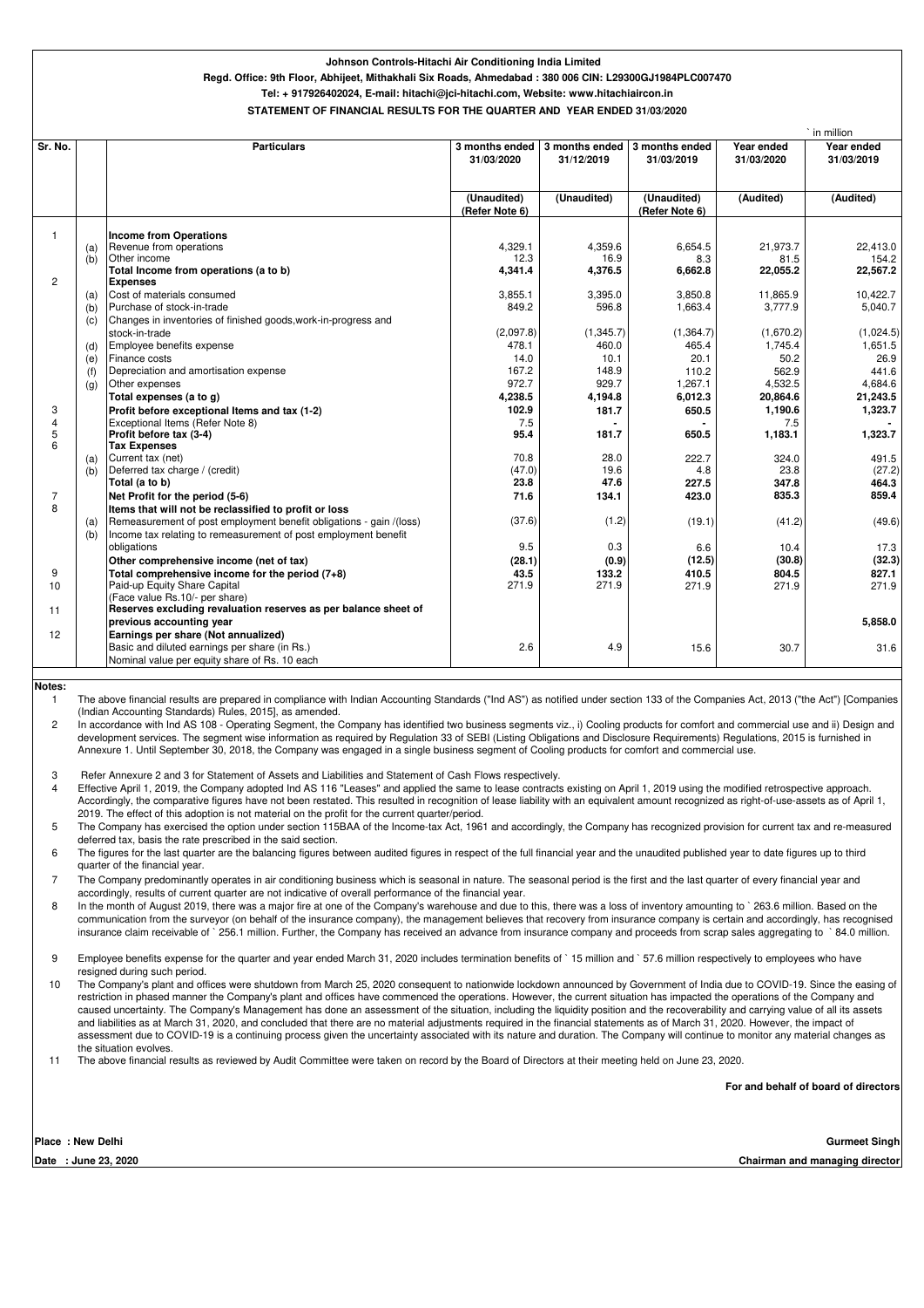**Johnson Controls-Hitachi Air Conditioning India Limited**

**Regd. Office: 9th Floor, Abhijeet, Mithakhali Six Roads, Ahmedabad : 380 006 CIN: L29300GJ1984PLC007470**

**Tel: + 917926402024, E-mail: hitachi@jci-hitachi.com, Website: www.hitachiaircon.in**

**STATEMENT OF FINANCIAL RESULTS FOR THE QUARTER AND YEAR ENDED 31/03/2020**

` in million

| Sr. No. | | Particulars | 3 months ended 31/03/2020 | 3 months ended 31/12/2019 | 3 months ended 31/03/2019 | Year ended 31/03/2020 | Year ended 31/03/2019 |
|---|---|---|---|---|---|---|---|
| | | | (Unaudited) (Refer Note 6) | (Unaudited) | (Unaudited) (Refer Note 6) | (Audited) | (Audited) |
| 1 | | **Income from Operations** | | | | | |
| | (a) | Revenue from operations | 4,329.1 | 4,359.6 | 6,654.5 | 21,973.7 | 22,413.0 |
| | (b) | Other income | 12.3 | 16.9 | 8.3 | 81.5 | 154.2 |
| | | **Total Income from operations (a to b)** | **4,341.4** | **4,376.5** | **6,662.8** | **22,055.2** | **22,567.2** |
| 2 | | **Expenses** | | | | | |
| | (a) | Cost of materials consumed | 3,855.1 | 3,395.0 | 3,850.8 | 11,865.9 | 10,422.7 |
| | (b) | Purchase of stock-in-trade | 849.2 | 596.8 | 1,663.4 | 3,777.9 | 5,040.7 |
| | (c) | Changes in inventories of finished goods,work-in-progress and stock-in-trade | (2,097.8) | (1,345.7) | (1,364.7) | (1,670.2) | (1,024.5) |
| | (d) | Employee benefits expense | 478.1 | 460.0 | 465.4 | 1,745.4 | 1,651.5 |
| | (e) | Finance costs | 14.0 | 10.1 | 20.1 | 50.2 | 26.9 |
| | (f) | Depreciation and amortisation expense | 167.2 | 148.9 | 110.2 | 562.9 | 441.6 |
| | (g) | Other expenses | 972.7 | 929.7 | 1,267.1 | 4,532.5 | 4,684.6 |
| | | **Total expenses (a to g)** | **4,238.5** | **4,194.8** | **6,012.3** | **20,864.6** | **21,243.5** |
| 3 | | **Profit before exceptional Items and tax (1-2)** | **102.9** | **181.7** | **650.5** | **1,190.6** | **1,323.7** |
| 4 | | Exceptional Items (Refer Note 8) | 7.5 | - | - | 7.5 | - |
| 5 | | **Profit before tax (3-4)** | **95.4** | **181.7** | **650.5** | **1,183.1** | **1,323.7** |
| 6 | | **Tax Expenses** | | | | | |
| | (a) | Current tax (net) | 70.8 | 28.0 | 222.7 | 324.0 | 491.5 |
| | (b) | Deferred tax charge / (credit) | (47.0) | 19.6 | 4.8 | 23.8 | (27.2) |
| | | **Total (a to b)** | **23.8** | **47.6** | **227.5** | **347.8** | **464.3** |
| 7 | | **Net Profit for the period (5-6)** | **71.6** | **134.1** | **423.0** | **835.3** | **859.4** |
| 8 | | **Items that will not be reclassified to profit or loss** | | | | | |
| | (a) | Remeasurement of post employment benefit obligations - gain /(loss) | (37.6) | (1.2) | (19.1) | (41.2) | (49.6) |
| | (b) | Income tax relating to remeasurement of post employment benefit obligations | 9.5 | 0.3 | 6.6 | 10.4 | 17.3 |
| | | **Other comprehensive income (net of tax)** | **(28.1)** | **(0.9)** | **(12.5)** | **(30.8)** | **(32.3)** |
| 9 | | **Total comprehensive income for the period (7+8)** | **43.5** | **133.2** | **410.5** | **804.5** | **827.1** |
| 10 | | Paid-up Equity Share Capital (Face value Rs.10/- per share) | 271.9 | 271.9 | 271.9 | 271.9 | 271.9 |
| 11 | | **Reserves excluding revaluation reserves as per balance sheet of previous accounting year** | | | | | **5,858.0** |
| 12 | | **Earnings per share (Not annualized)** | | | | | |
| | | Basic and diluted earnings per share (in Rs.) Nominal value per equity share of Rs. 10 each | 2.6 | 4.9 | 15.6 | 30.7 | 31.6 |

**Notes:**

1. The above financial results are prepared in compliance with Indian Accounting Standards ("Ind AS") as notified under section 133 of the Companies Act, 2013 ("the Act") [Companies (Indian Accounting Standards) Rules, 2015], as amended.
2. In accordance with Ind AS 108 - Operating Segment, the Company has identified two business segments viz., i) Cooling products for comfort and commercial use and ii) Design and development services. The segment wise information as required by Regulation 33 of SEBI (Listing Obligations and Disclosure Requirements) Regulations, 2015 is furnished in Annexure 1. Until September 30, 2018, the Company was engaged in a single business segment of Cooling products for comfort and commercial use.
3. Refer Annexure 2 and 3 for Statement of Assets and Liabilities and Statement of Cash Flows respectively.
4. Effective April 1, 2019, the Company adopted Ind AS 116 "Leases" and applied the same to lease contracts existing on April 1, 2019 using the modified retrospective approach. Accordingly, the comparative figures have not been restated. This resulted in recognition of lease liability with an equivalent amount recognized as right-of-use-assets as of April 1, 2019. The effect of this adoption is not material on the profit for the current quarter/period.
5. The Company has exercised the option under section 115BAA of the Income-tax Act, 1961 and accordingly, the Company has recognized provision for current tax and re-measured deferred tax, basis the rate prescribed in the said section.
6. The figures for the last quarter are the balancing figures between audited figures in respect of the full financial year and the unaudited published year to date figures up to third quarter of the financial year.
7. The Company predominantly operates in air conditioning business which is seasonal in nature. The seasonal period is the first and the last quarter of every financial year and accordingly, results of current quarter are not indicative of overall performance of the financial year.
8. In the month of August 2019, there was a major fire at one of the Company's warehouse and due to this, there was a loss of inventory amounting to ` 263.6 million. Based on the communication from the surveyor (on behalf of the insurance company), the management believes that recovery from insurance company is certain and accordingly, has recognised insurance claim receivable of ` 256.1 million. Further, the Company has received an advance from insurance company and proceeds from scrap sales aggregating to ` 84.0 million.
9. Employee benefits expense for the quarter and year ended March 31, 2020 includes termination benefits of ` 15 million and ` 57.6 million respectively to employees who have resigned during such period.
10. The Company's plant and offices were shutdown from March 25, 2020 consequent to nationwide lockdown announced by Government of India due to COVID-19. Since the easing of restriction in phased manner the Company's plant and offices have commenced the operations. However, the current situation has impacted the operations of the Company and caused uncertainty. The Company's Management has done an assessment of the situation, including the liquidity position and the recoverability and carrying value of all its assets and liabilities as at March 31, 2020, and concluded that there are no material adjustments required in the financial statements as of March 31, 2020. However, the impact of assessment due to COVID-19 is a continuing process given the uncertainty associated with its nature and duration. The Company will continue to monitor any material changes as the situation evolves.
11. The above financial results as reviewed by Audit Committee were taken on record by the Board of Directors at their meeting held on June 23, 2020.

**For and behalf of board of directors**

**Place : New Delhi**

**Date : June 23, 2020**

**Gurmeet Singh**

**Chairman and managing director**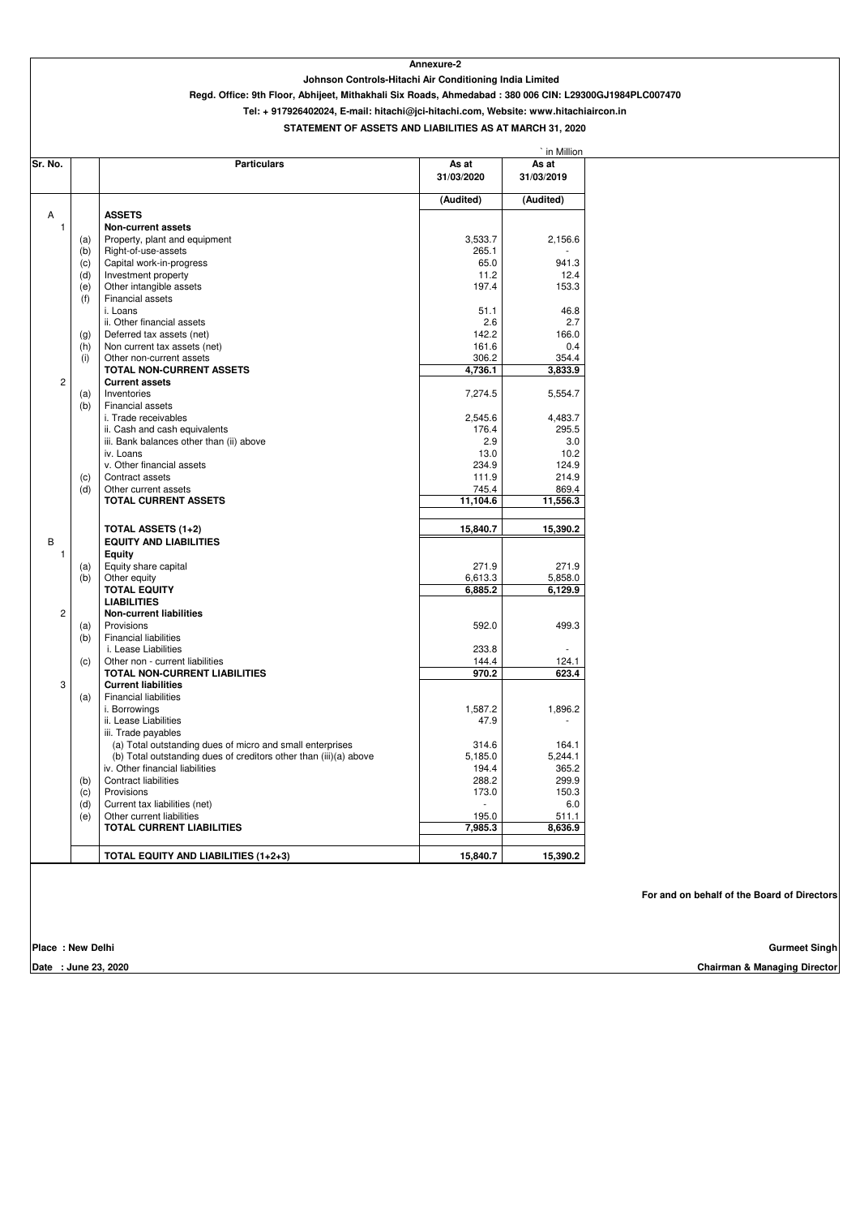**Annexure-2**

**Johnson Controls-Hitachi Air Conditioning India Limited**

**Regd. Office: 9th Floor, Abhijeet, Mithakhali Six Roads, Ahmedabad : 380 006 CIN: L29300GJ1984PLC007470**

**Tel: + 917926402024, E-mail: hitachi@jci-hitachi.com, Website: www.hitachiaircon.in**

**STATEMENT OF ASSETS AND LIABILITIES AS AT MARCH 31, 2020**

` in Million

| Sr. No. | | Particulars | As at 31/03/2020 | As at 31/03/2019 |
|---|---|---|---|---|
| | | | (Audited) | (Audited) |
| A | | **ASSETS** | | |
| 1 | | **Non-current assets** | | |
| | (a) | Property, plant and equipment | 3,533.7 | 2,156.6 |
| | (b) | Right-of-use-assets | 265.1 | - |
| | (c) | Capital work-in-progress | 65.0 | 941.3 |
| | (d) | Investment property | 11.2 | 12.4 |
| | (e) | Other intangible assets | 197.4 | 153.3 |
| | (f) | Financial assets | | |
| | | i. Loans | 51.1 | 46.8 |
| | | ii. Other financial assets | 2.6 | 2.7 |
| | (g) | Deferred tax assets (net) | 142.2 | 166.0 |
| | (h) | Non current tax assets (net) | 161.6 | 0.4 |
| | (i) | Other non-current assets | 306.2 | 354.4 |
| | | **TOTAL NON-CURRENT ASSETS** | **4,736.1** | **3,833.9** |
| 2 | | **Current assets** | | |
| | (a) | Inventories | 7,274.5 | 5,554.7 |
| | (b) | Financial assets | | |
| | | i. Trade receivables | 2,545.6 | 4,483.7 |
| | | ii. Cash and cash equivalents | 176.4 | 295.5 |
| | | iii. Bank balances other than (ii) above | 2.9 | 3.0 |
| | | iv. Loans | 13.0 | 10.2 |
| | | v. Other financial assets | 234.9 | 124.9 |
| | (c) | Contract assets | 111.9 | 214.9 |
| | (d) | Other current assets | 745.4 | 869.4 |
| | | **TOTAL CURRENT ASSETS** | **11,104.6** | **11,556.3** |
| | | **TOTAL ASSETS (1+2)** | **15,840.7** | **15,390.2** |
| B | | **EQUITY AND LIABILITIES** | | |
| 1 | | **Equity** | | |
| | (a) | Equity share capital | 271.9 | 271.9 |
| | (b) | Other equity | 6,613.3 | 5,858.0 |
| | | **TOTAL EQUITY** | **6,885.2** | **6,129.9** |
| | | **LIABILITIES** | | |
| 2 | | **Non-current liabilities** | | |
| | (a) | Provisions | 592.0 | 499.3 |
| | (b) | Financial liabilities | | |
| | | i. Lease Liabilities | 233.8 | - |
| | (c) | Other non - current liabilities | 144.4 | 124.1 |
| | | **TOTAL NON-CURRENT LIABILITIES** | **970.2** | **623.4** |
| 3 | | **Current liabilities** | | |
| | (a) | Financial liabilities | | |
| | | i. Borrowings | 1,587.2 | 1,896.2 |
| | | ii. Lease Liabilities | 47.9 | - |
| | | iii. Trade payables | | |
| | | (a) Total outstanding dues of micro and small enterprises | 314.6 | 164.1 |
| | | (b) Total outstanding dues of creditors other than (iii)(a) above | 5,185.0 | 5,244.1 |
| | | iv. Other financial liabilities | 194.4 | 365.2 |
| | (b) | Contract liabilities | 288.2 | 299.9 |
| | (c) | Provisions | 173.0 | 150.3 |
| | (d) | Current tax liabilities (net) | - | 6.0 |
| | (e) | Other current liabilities | 195.0 | 511.1 |
| | | **TOTAL CURRENT LIABILITIES** | **7,985.3** | **8,636.9** |
| | | **TOTAL EQUITY AND LIABILITIES (1+2+3)** | **15,840.7** | **15,390.2** |

**For and on behalf of the Board of Directors**

**Place : New Delhi**

**Date : June 23, 2020**

**Gurmeet Singh**

**Chairman & Managing Director**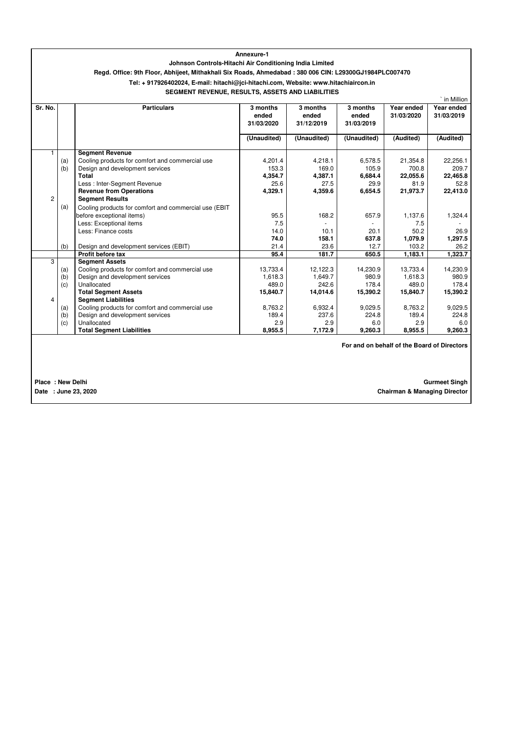**Annexure-1**

**Johnson Controls-Hitachi Air Conditioning India Limited**

**Regd. Office: 9th Floor, Abhijeet, Mithakhali Six Roads, Ahmedabad : 380 006 CIN: L29300GJ1984PLC007470**

**Tel: + 917926402024, E-mail: hitachi@jci-hitachi.com, Website: www.hitachiaircon.in**

**SEGMENT REVENUE, RESULTS, ASSETS AND LIABILITIES**

` in Million

| Sr. No. | | Particulars | 3 months ended 31/03/2020 | 3 months ended 31/12/2019 | 3 months ended 31/03/2019 | Year ended 31/03/2020 | Year ended 31/03/2019 |
|---|---|---|---|---|---|---|---|
| | | | (Unaudited) | (Unaudited) | (Unaudited) | (Audited) | (Audited) |
| 1 | | **Segment Revenue** | | | | | |
| | (a) | Cooling products for comfort and commercial use | 4,201.4 | 4,218.1 | 6,578.5 | 21,354.8 | 22,256.1 |
| | (b) | Design and development services | 153.3 | 169.0 | 105.9 | 700.8 | 209.7 |
| | | **Total** | **4,354.7** | **4,387.1** | **6,684.4** | **22,055.6** | **22,465.8** |
| | | Less : Inter-Segment Revenue | 25.6 | 27.5 | 29.9 | 81.9 | 52.8 |
| | | **Revenue from Operations** | **4,329.1** | **4,359.6** | **6,654.5** | **21,973.7** | **22,413.0** |
| 2 | | **Segment Results** | | | | | |
| | (a) | Cooling products for comfort and commercial use (EBIT before exceptional items) | 95.5 | 168.2 | 657.9 | 1,137.6 | 1,324.4 |
| | | Less: Exceptional items | 7.5 | - | - | 7.5 | - |
| | | Less: Finance costs | 14.0 | 10.1 | 20.1 | 50.2 | 26.9 |
| | | | **74.0** | **158.1** | **637.8** | **1,079.9** | **1,297.5** |
| | (b) | Design and development services (EBIT) | 21.4 | 23.6 | 12.7 | 103.2 | 26.2 |
| | | **Profit before tax** | **95.4** | **181.7** | **650.5** | **1,183.1** | **1,323.7** |
| 3 | | **Segment Assets** | | | | | |
| | (a) | Cooling products for comfort and commercial use | 13,733.4 | 12,122.3 | 14,230.9 | 13,733.4 | 14,230.9 |
| | (b) | Design and development services | 1,618.3 | 1,649.7 | 980.9 | 1,618.3 | 980.9 |
| | (c) | Unallocated | 489.0 | 242.6 | 178.4 | 489.0 | 178.4 |
| | | **Total Segment Assets** | **15,840.7** | **14,014.6** | **15,390.2** | **15,840.7** | **15,390.2** |
| 4 | | **Segment Liabilities** | | | | | |
| | (a) | Cooling products for comfort and commercial use | 8,763.2 | 6,932.4 | 9,029.5 | 8,763.2 | 9,029.5 |
| | (b) | Design and development services | 189.4 | 237.6 | 224.8 | 189.4 | 224.8 |
| | (c) | Unallocated | 2.9 | 2.9 | 6.0 | 2.9 | 6.0 |
| | | **Total Segment Liabilities** | **8,955.5** | **7,172.9** | **9,260.3** | **8,955.5** | **9,260.3** |

**For and on behalf of the Board of Directors**

**Place : New Delhi**
**Date : June 23, 2020**

**Gurmeet Singh**
**Chairman & Managing Director**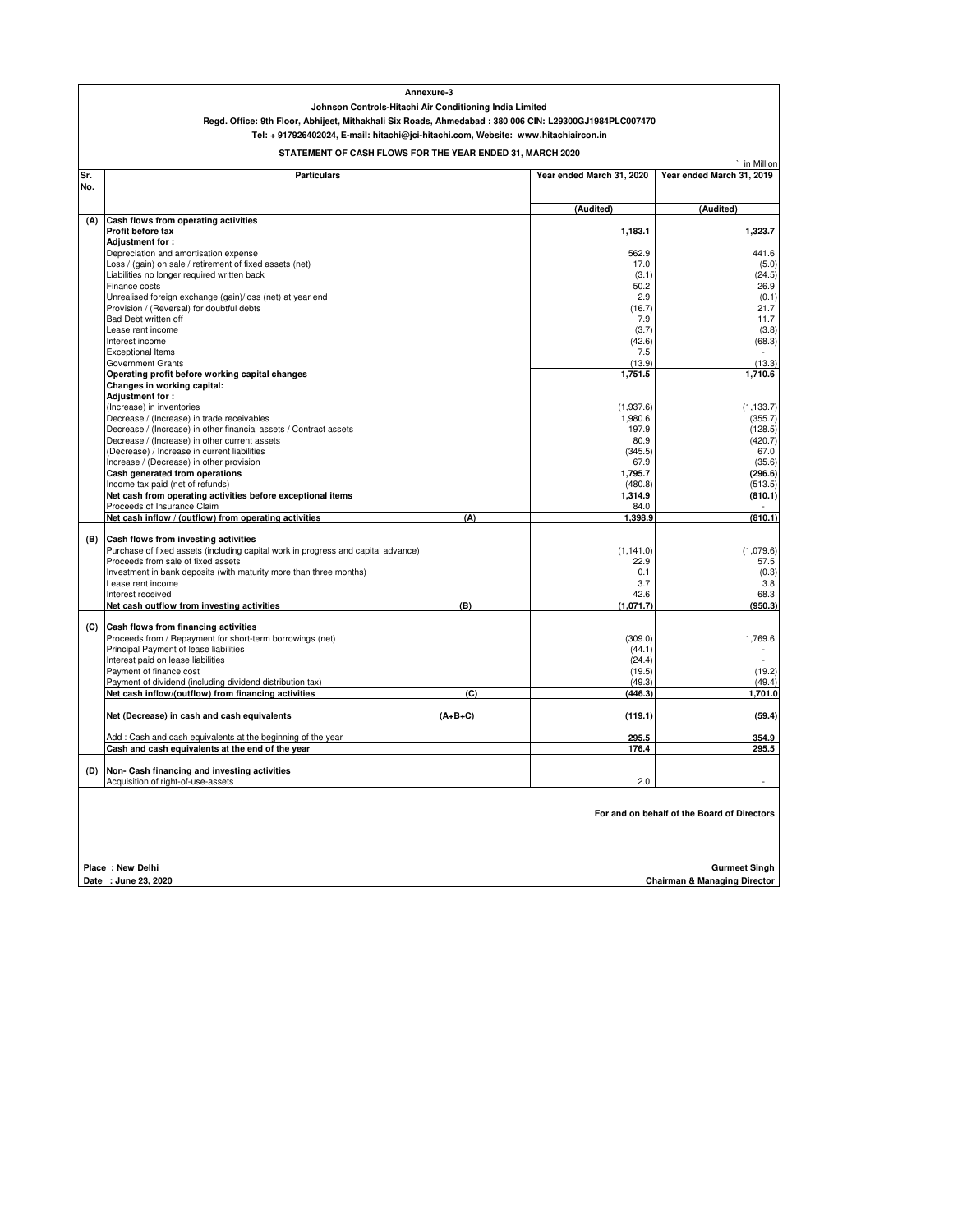**Annexure-3**

**Johnson Controls-Hitachi Air Conditioning India Limited**

**Regd. Office: 9th Floor, Abhijeet, Mithakhali Six Roads, Ahmedabad : 380 006 CIN: L29300GJ1984PLC007470**

**Tel: + 917926402024, E-mail: hitachi@jci-hitachi.com, Website: www.hitachiaircon.in**

**STATEMENT OF CASH FLOWS FOR THE YEAR ENDED 31, MARCH 2020**

` in Million

| Sr. No. | Particulars | | Year ended March 31, 2020 | Year ended March 31, 2019 |
|---|---|---|---|---|
| | | | (Audited) | (Audited) |
| (A) | **Cash flows from operating activities** | | | |
| | **Profit before tax** | | **1,183.1** | **1,323.7** |
| | **Adjustment for :** | | | |
| | Depreciation and amortisation expense | | 562.9 | 441.6 |
| | Loss / (gain) on sale / retirement of fixed assets (net) | | 17.0 | (5.0) |
| | Liabilities no longer required written back | | (3.1) | (24.5) |
| | Finance costs | | 50.2 | 26.9 |
| | Unrealised foreign exchange (gain)/loss (net) at year end | | 2.9 | (0.1) |
| | Provision / (Reversal) for doubtful debts | | (16.7) | 21.7 |
| | Bad Debt written off | | 7.9 | 11.7 |
| | Lease rent income | | (3.7) | (3.8) |
| | Interest income | | (42.6) | (68.3) |
| | Exceptional Items | | 7.5 | - |
| | Government Grants | | (13.9) | (13.3) |
| | **Operating profit before working capital changes** | | **1,751.5** | **1,710.6** |
| | **Changes in working capital:** | | | |
| | **Adjustment for :** | | | |
| | (Increase) in inventories | | (1,937.6) | (1,133.7) |
| | Decrease / (Increase) in trade receivables | | 1,980.6 | (355.7) |
| | Decrease / (Increase) in other financial assets / Contract assets | | 197.9 | (128.5) |
| | Decrease / (Increase) in other current assets | | 80.9 | (420.7) |
| | (Decrease) / Increase in current liabilities | | (345.5) | 67.0 |
| | Increase / (Decrease) in other provision | | 67.9 | (35.6) |
| | **Cash generated from operations** | | **1,795.7** | **(296.6)** |
| | Income tax paid (net of refunds) | | (480.8) | (513.5) |
| | **Net cash from operating activities before exceptional items** | | **1,314.9** | **(810.1)** |
| | Proceeds of Insurance Claim | | 84.0 | - |
| | **Net cash inflow / (outflow) from operating activities** | **(A)** | **1,398.9** | **(810.1)** |
| (B) | **Cash flows from investing activities** | | | |
| | Purchase of fixed assets (including capital work in progress and capital advance) | | (1,141.0) | (1,079.6) |
| | Proceeds from sale of fixed assets | | 22.9 | 57.5 |
| | Investment in bank deposits (with maturity more than three months) | | 0.1 | (0.3) |
| | Lease rent income | | 3.7 | 3.8 |
| | Interest received | | 42.6 | 68.3 |
| | **Net cash outflow from investing activities** | **(B)** | **(1,071.7)** | **(950.3)** |
| (C) | **Cash flows from financing activities** | | | |
| | Proceeds from / Repayment for short-term borrowings (net) | | (309.0) | 1,769.6 |
| | Principal Payment of lease liabilities | | (44.1) | - |
| | Interest paid on lease liabilities | | (24.4) | - |
| | Payment of finance cost | | (19.5) | (19.2) |
| | Payment of dividend (including dividend distribution tax) | | (49.3) | (49.4) |
| | **Net cash inflow/(outflow) from financing activities** | **(C)** | **(446.3)** | **1,701.0** |
| | **Net (Decrease) in cash and cash equivalents** | **(A+B+C)** | **(119.1)** | **(59.4)** |
| | Add : Cash and cash equivalents at the beginning of the year | | **295.5** | **354.9** |
| | **Cash and cash equivalents at the end of the year** | | **176.4** | **295.5** |
| (D) | **Non- Cash financing and investing activities** | | | |
| | Acquisition of right-of-use-assets | | 2.0 | - |

**For and on behalf of the Board of Directors**

**Place : New Delhi**
**Date : June 23, 2020**

**Gurmeet Singh**
**Chairman & Managing Director**